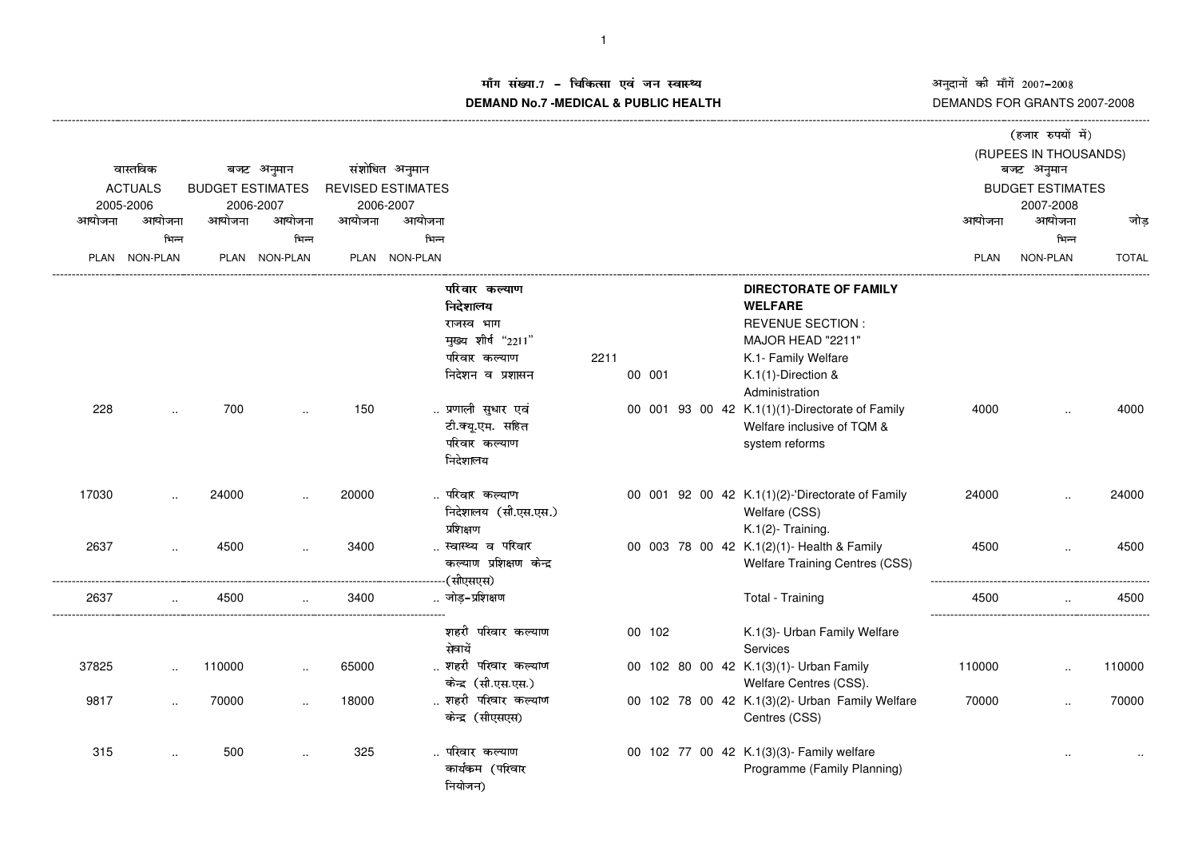**माँग संख्या.7 - चिकित्सा एवं जन स्वास्थ्य**

**DEMAND No.7 -MEDICAL & PUBLIC HEALTH**

अनुदानों की माँगें 2007-2008

DEMANDS FOR GRANTS 2007-2008

(हजार रुपयों में)

(RUPEES IN THOUSANDS)

| वास्तविक ACTUALS 2005-2006 | | बजट अनुमान BUDGET ESTIMATES 2006-2007 | | संशोधित अनुमान REVISED ESTIMATES 2006-2007 | | | | | | बजट अनुमान BUDGET ESTIMATES 2007-2008 | | |
|---|---|---|---|---|---|---|---|---|---|---|---|---|
| आयोजना PLAN | आयोजना भिन्न NON-PLAN | आयोजना PLAN | आयोजना भिन्न NON-PLAN | आयोजना PLAN | आयोजना भिन्न NON-PLAN | | | | | आयोजना PLAN | आयोजना भिन्न NON-PLAN | जोड़ TOTAL |
| | | | | | | परिवार कल्याण निदेशालय | | | **DIRECTORATE OF FAMILY WELFARE** | | | |
| | | | | | | राजस्व भाग | | | REVENUE SECTION : | | | |
| | | | | | | मुख्य शीर्ष "2211" | | | MAJOR HEAD "2211" | | | |
| | | | | | | परिवार कल्याण | 2211 | | K.1- Family Welfare | | | |
| | | | | | | निदेशन व प्रशासन | | 00 001 | K.1(1)-Direction & Administration | | | |
| 228 | .. | 700 | .. | 150 | .. | प्रणाली सुधार एवं टी.क्यू.एम. सहित परिवार कल्याण निदेशालय | | 00 001 93 00 42 | K.1(1)(1)-Directorate of Family Welfare inclusive of TQM & system reforms | 4000 | .. | 4000 |
| 17030 | .. | 24000 | .. | 20000 | .. | परिवार कल्याण निदेशालय (सी.एस.एस.) | | 00 001 92 00 42 | K.1(1)(2)-'Directorate of Family Welfare (CSS) | 24000 | .. | 24000 |
| | | | | | | प्रशिक्षण | | | K.1(2)- Training. | | | |
| 2637 | .. | 4500 | .. | 3400 | .. | स्वास्थ्य व परिवार कल्याण प्रशिक्षण केन्द्र (सीएसएस) | | 00 003 78 00 42 | K.1(2)(1)- Health & Family Welfare Training Centres (CSS) | 4500 | .. | 4500 |
| 2637 | .. | 4500 | .. | 3400 | .. | जोड़-प्रशिक्षण | | | Total - Training | 4500 | .. | 4500 |
| | | | | | | शहरी परिवार कल्याण सेवायें | | 00 102 | K.1(3)- Urban Family Welfare Services | | | |
| 37825 | .. | 110000 | .. | 65000 | .. | शहरी परिवार कल्याण केन्द्र (सी.एस.एस.) | | 00 102 80 00 42 | K.1(3)(1)- Urban Family Welfare Centres (CSS). | 110000 | .. | 110000 |
| 9817 | .. | 70000 | .. | 18000 | .. | शहरी परिवार कल्याण केन्द्र (सीएसएस) | | 00 102 78 00 42 | K.1(3)(2)- Urban Family Welfare Centres (CSS) | 70000 | .. | 70000 |
| 315 | .. | 500 | .. | 325 | .. | परिवार कल्याण कार्यक्रम (परिवार नियोजन) | | 00 102 77 00 42 | K.1(3)(3)- Family welfare Programme (Family Planning) | | .. | .. |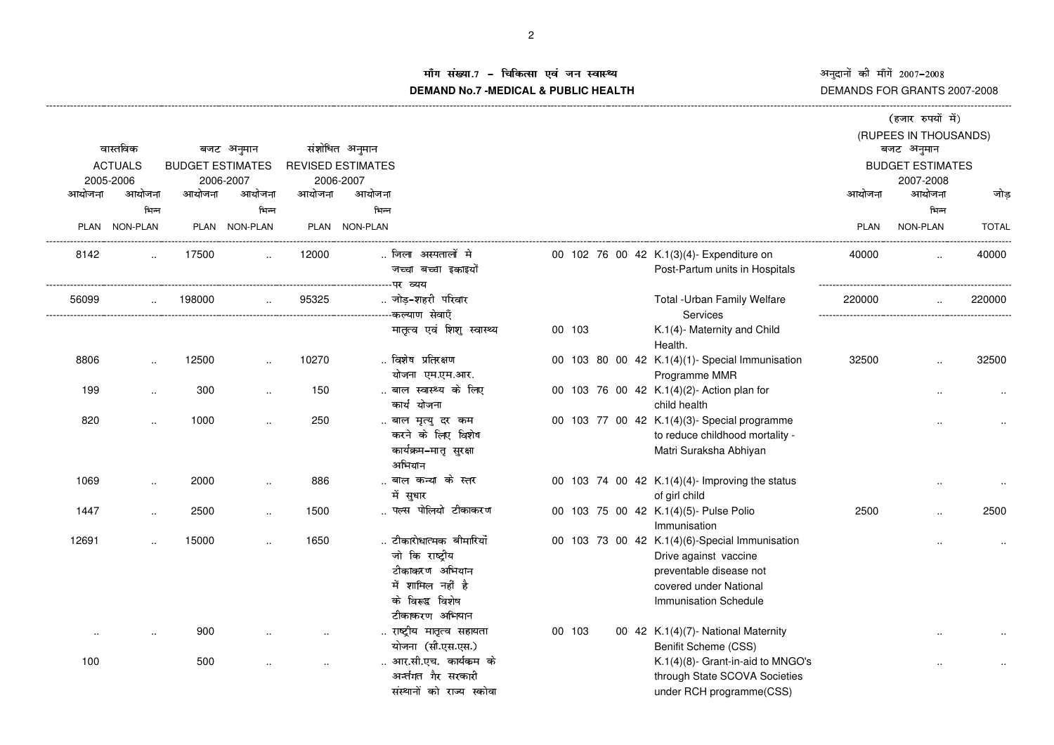# माँग संख्या.7 – चिकित्सा एवं जन स्वास्थ्य
# DEMAND No.7 -MEDICAL & PUBLIC HEALTH

अनुदानों की माँगें 2007–2008
DEMANDS FOR GRANTS 2007-2008

(हजार रुपयों में)
(RUPEES IN THOUSANDS)

| वास्तविक ACTUALS 2005-2006 | | बजट अनुमान BUDGET ESTIMATES 2006-2007 | | संशोधित अनुमान REVISED ESTIMATES 2006-2007 | | | | | बजट अनुमान BUDGET ESTIMATES 2007-2008 | | |
|---|---|---|---|---|---|---|---|---|---|---|---|
| आयोजना PLAN | आयोजना भिन्न NON-PLAN | आयोजना PLAN | आयोजना भिन्न NON-PLAN | आयोजना PLAN | आयोजना भिन्न NON-PLAN | | | | आयोजना PLAN | आयोजना भिन्न NON-PLAN | जोड़ TOTAL |
| 8142 | .. | 17500 | .. | 12000 | .. | जिला अस्पतालों मे जच्चा बच्चा इकाइयों पर व्यय | 00 102 76 00 42 | K.1(3)(4)- Expenditure on Post-Partum units in Hospitals | 40000 | .. | 40000 |
| 56099 | .. | 198000 | .. | 95325 | .. | जोड़–शहरी परिवार कल्याण सेवाएँ | | Total -Urban Family Welfare Services | 220000 | .. | 220000 |
| | | | | | | मातृत्व एवं शिशु स्वास्थ्य | 00 103 | K.1(4)- Maternity and Child Health. | | | |
| 8806 | .. | 12500 | .. | 10270 | .. | विशेष प्रतिरक्षण योजना एम.एम.आर. | 00 103 80 00 42 | K.1(4)(1)- Special Immunisation Programme MMR | 32500 | .. | 32500 |
| 199 | .. | 300 | .. | 150 | .. | बाल स्वास्थ्य के लिए कार्य योजना | 00 103 76 00 42 | K.1(4)(2)- Action plan for child health | | .. | .. |
| 820 | .. | 1000 | .. | 250 | .. | बाल मृत्यु दर कम करने के लिए विशेष कार्यक्रम–मातृ सुरक्षा अभियान | 00 103 77 00 42 | K.1(4)(3)- Special programme to reduce childhood mortality - Matri Suraksha Abhiyan | | .. | .. |
| 1069 | .. | 2000 | .. | 886 | .. | बाल कन्या के स्तर में सुधार | 00 103 74 00 42 | K.1(4)(4)- Improving the status of girl child | | .. | .. |
| 1447 | .. | 2500 | .. | 1500 | .. | पल्स पोलियो टीकाकरण | 00 103 75 00 42 | K.1(4)(5)- Pulse Polio Immunisation | 2500 | .. | 2500 |
| 12691 | .. | 15000 | .. | 1650 | .. | टीकारोधात्मक बीमारियों जो कि राष्ट्रीय टीकाकरण अभियान में शामिल नहीं है के विरूद्ध विशेष टीकाकरण अभियान | 00 103 73 00 42 | K.1(4)(6)-Special Immunisation Drive against vaccine preventable disease not covered under National Immunisation Schedule | | .. | .. |
| .. | .. | 900 | .. | .. | .. | राष्ट्रीय मातृत्व सहायता योजना (सी.एस.एस.) | 00 103 00 42 | K.1(4)(7)- National Maternity Benifit Scheme (CSS) | | .. | .. |
| 100 | | 500 | .. | .. | .. | आर.सी.एच. कार्यक्रम के अर्न्तगत गैर सरकारी संस्थानों को राज्य स्कोवा | | K.1(4)(8)- Grant-in-aid to MNGO's through State SCOVA Societies under RCH programme(CSS) | | .. | .. |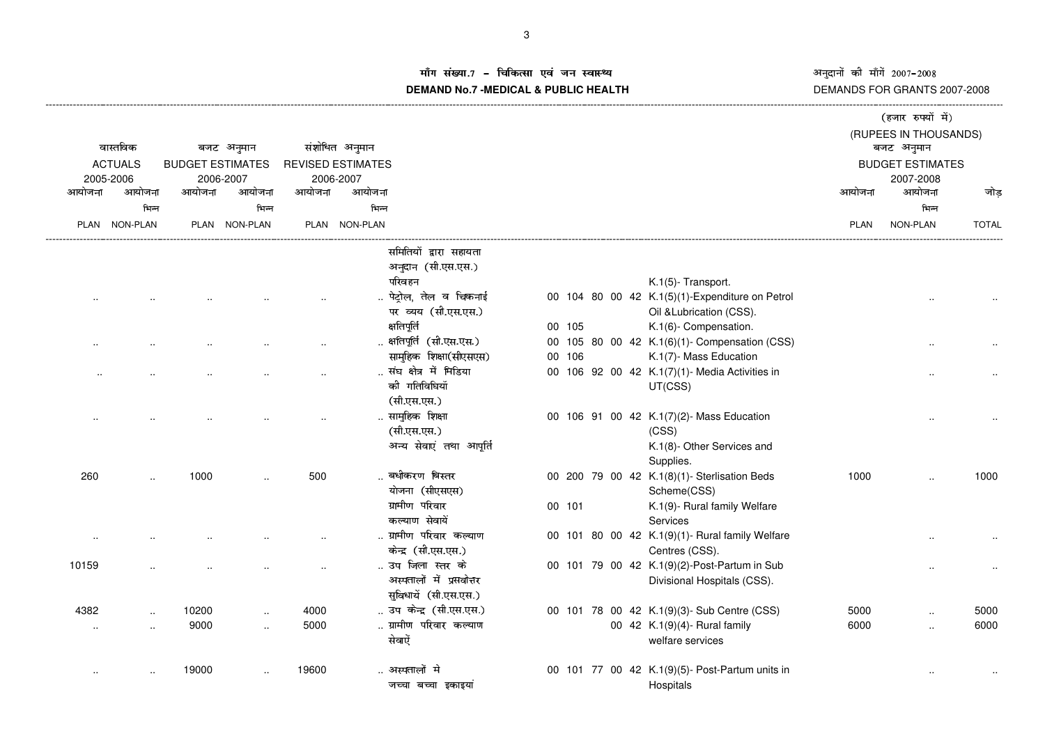# माँग संख्या.7 – चिकित्सा एवं जन स्वास्थ्य
# DEMAND No.7 -MEDICAL & PUBLIC HEALTH

अनुदानों की माँगें 2007-2008
DEMANDS FOR GRANTS 2007-2008

(हजार रुपयों में)
(RUPEES IN THOUSANDS)

| वास्तविक ACTUALS 2005-2006 | | बजट अनुमान BUDGET ESTIMATES 2006-2007 | | संशोधित अनुमान REVISED ESTIMATES 2006-2007 | | | | | बजट अनुमान BUDGET ESTIMATES 2007-2008 | | |
|---|---|---|---|---|---|---|---|---|---|---|---|
| आयोजना PLAN | आयोजना भिन्न NON-PLAN | आयोजना PLAN | आयोजना भिन्न NON-PLAN | आयोजना PLAN | आयोजना भिन्न NON-PLAN | | | | आयोजना PLAN | आयोजना भिन्न NON-PLAN | जोड़ TOTAL |
| | | | | | | समितियों द्वारा सहायता अनुदान (सी.एस.एस.) | | | | | |
| | | | | | | परिवहन | | K.1(5)- Transport. | | | |
| .. | .. | .. | .. | .. | .. | पेट्रोल, तेल व चिकनाई पर व्यय (सी.एस.एस.) | 00 104 80 00 42 | K.1(5)(1)-Expenditure on Petrol Oil &Lubrication (CSS). | | .. | .. |
| | | | | | | क्षतिपूर्ति | 00 105 | K.1(6)- Compensation. | | | |
| .. | .. | .. | .. | .. | .. | क्षतिपूर्ति (सी.एस.एस.) | 00 105 80 00 42 | K.1(6)(1)- Compensation (CSS) | | .. | .. |
| | | | | | | सामुहिक शिक्षा(सीएसएस) | 00 106 | K.1(7)- Mass Education | | | |
| .. | .. | .. | .. | .. | .. | संघ क्षेत्र में मिडिया की गतिविधियां (सी.एस.एस.) | 00 106 92 00 42 | K.1(7)(1)- Media Activities in UT(CSS) | | .. | .. |
| .. | .. | .. | .. | .. | .. | सामुहिक शिक्षा (सी.एस.एस.) | 00 106 91 00 42 | K.1(7)(2)- Mass Education (CSS) | | .. | .. |
| | | | | | | अन्य सेवाएं तथा आपूर्ति | | K.1(8)- Other Services and Supplies. | | | |
| 260 | .. | 1000 | .. | 500 | .. | बधीकरण बिस्तर योजना (सीएसएस) | 00 200 79 00 42 | K.1(8)(1)- Sterlisation Beds Scheme(CSS) | 1000 | .. | 1000 |
| | | | | | | ग्रामीण परिवार कल्याण सेवायें | 00 101 | K.1(9)- Rural family Welfare Services | | | |
| .. | .. | .. | .. | .. | .. | ग्रामीण परिवार कल्याण केन्द्र (सी.एस.एस.) | 00 101 80 00 42 | K.1(9)(1)- Rural family Welfare Centres (CSS). | | .. | .. |
| 10159 | .. | .. | .. | .. | .. | उप जिला स्तर के अस्पतालों में प्रसवोत्तर सुविधायें (सी.एस.एस.) | 00 101 79 00 42 | K.1(9)(2)-Post-Partum in Sub Divisional Hospitals (CSS). | | .. | .. |
| 4382 | .. | 10200 | .. | 4000 | .. | उप केन्द्र (सी.एस.एस.) | 00 101 78 00 42 | K.1(9)(3)- Sub Centre (CSS) | 5000 | .. | 5000 |
| .. | .. | 9000 | .. | 5000 | .. | ग्रामीण परिवार कल्याण सेवाऐं | 00 42 | K.1(9)(4)- Rural family welfare services | 6000 | .. | 6000 |
| .. | .. | 19000 | .. | 19600 | .. | अस्पतालों मे जच्चा बच्चा इकाइयां | 00 101 77 00 42 | K.1(9)(5)- Post-Partum units in Hospitals | | .. | .. |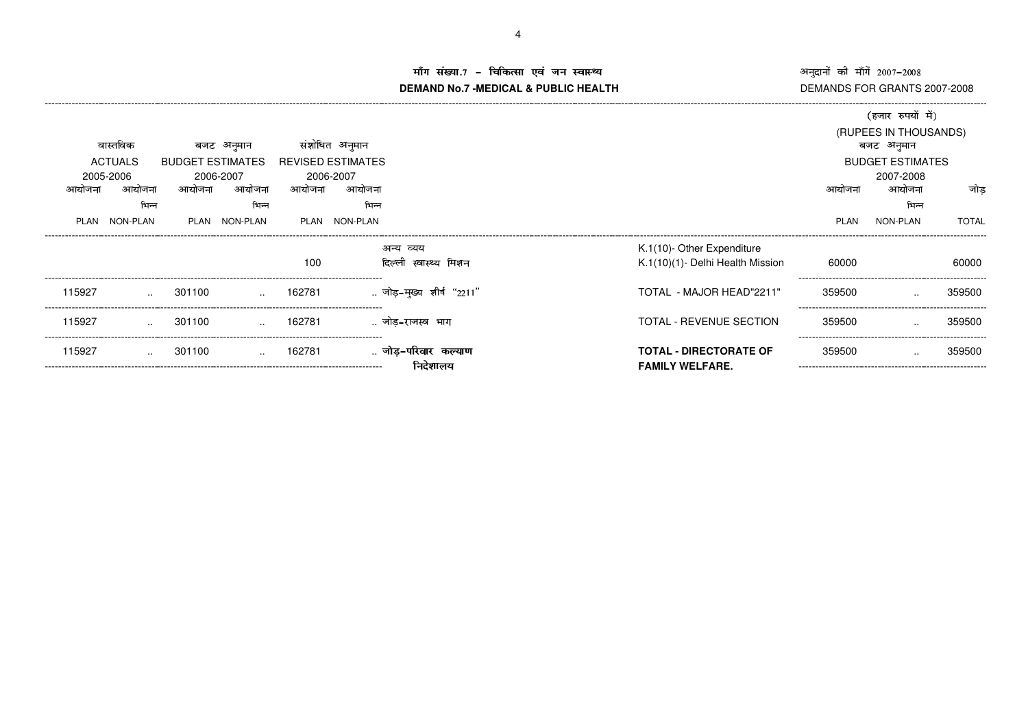**माँग संख्या.7 - चिकित्सा एवं जन स्वास्थ्य**

**DEMAND No.7 -MEDICAL & PUBLIC HEALTH**

अनुदानों की माँगें 2007-2008

DEMANDS FOR GRANTS 2007-2008

(हजार रुपयों में)

(RUPEES IN THOUSANDS)

| वास्तविक ACTUALS 2005-2006 | | बजट अनुमान BUDGET ESTIMATES 2006-2007 | | संशोधित अनुमान REVISED ESTIMATES 2006-2007 | | | | बजट अनुमान BUDGET ESTIMATES 2007-2008 | | |
|---|---|---|---|---|---|---|---|---|---|---|
| आयोजना PLAN | आयोजना भिन्न NON-PLAN | आयोजना PLAN | आयोजना भिन्न NON-PLAN | आयोजना PLAN | आयोजना भिन्न NON-PLAN | | | आयोजना PLAN | आयोजना भिन्न NON-PLAN | जोड़ TOTAL |
| | | | | | | अन्य व्यय | K.1(10)- Other Expenditure | | | |
| | | | | 100 | | दिल्ली स्वास्थ्य मिशन | K.1(10)(1)- Delhi Health Mission | 60000 | | 60000 |
| 115927 | .. | 301100 | .. | 162781 | .. | जोड़-मुख्य शीर्ष "2211" | TOTAL - MAJOR HEAD"2211" | 359500 | .. | 359500 |
| 115927 | .. | 301100 | .. | 162781 | .. | जोड़-राजस्व भाग | TOTAL - REVENUE SECTION | 359500 | .. | 359500 |
| 115927 | .. | 301100 | .. | 162781 | .. | **जोड़-परिवार कल्याण निदेशालय** | **TOTAL - DIRECTORATE OF FAMILY WELFARE.** | 359500 | .. | 359500 |